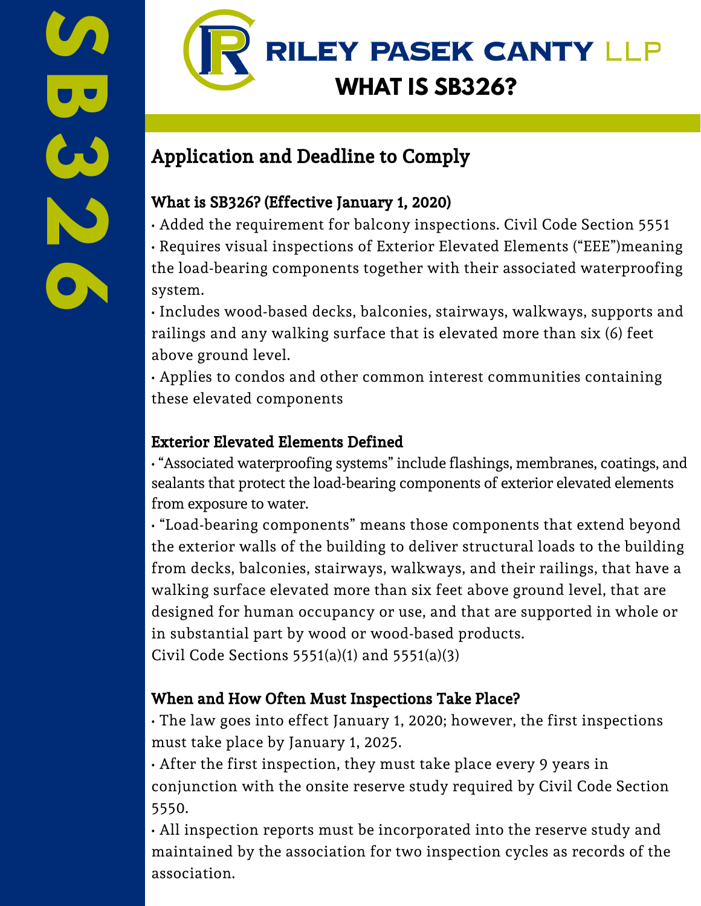# RILEY PASEK CANTY LLP

# WHAT IS SB326?

## Application and Deadline to Comply

### What is SB326? (Effective January 1, 2020)

- Added the requirement for balcony inspections. Civil Code Section 5551
- Requires visual inspections of Exterior Elevated Elements ("EEE")meaning the load-bearing components together with their associated waterproofing system.
- Includes wood-based decks, balconies, stairways, walkways, supports and railings and any walking surface that is elevated more than six (6) feet above ground level.
- Applies to condos and other common interest communities containing these elevated components

### Exterior Elevated Elements Defined

- "Associated waterproofing systems" include flashings, membranes, coatings, and sealants that protect the load-bearing components of exterior elevated elements from exposure to water.
- "Load-bearing components" means those components that extend beyond the exterior walls of the building to deliver structural loads to the building from decks, balconies, stairways, walkways, and their railings, that have a walking surface elevated more than six feet above ground level, that are designed for human occupancy or use, and that are supported in whole or in substantial part by wood or wood-based products.

Civil Code Sections 5551(a)(1) and 5551(a)(3)

### When and How Often Must Inspections Take Place?

- The law goes into effect January 1, 2020; however, the first inspections must take place by January 1, 2025.
- After the first inspection, they must take place every 9 years in conjunction with the onsite reserve study required by Civil Code Section 5550.
- All inspection reports must be incorporated into the reserve study and maintained by the association for two inspection cycles as records of the association.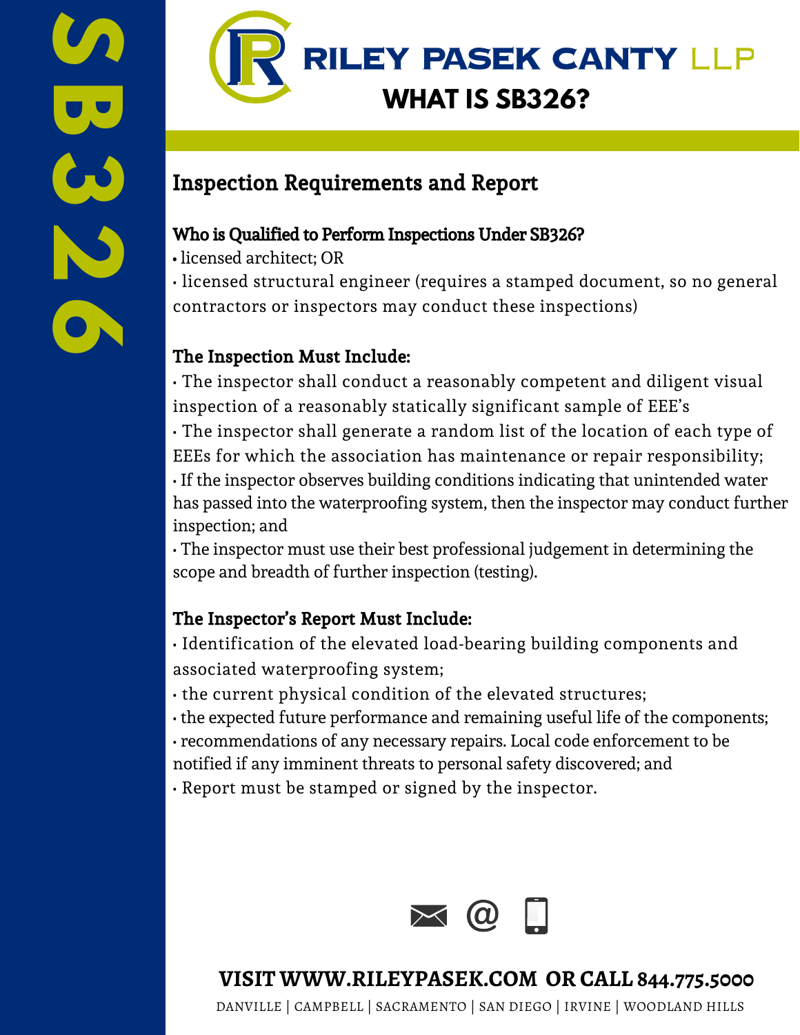# RILEY PASEK CANTY LLP

## WHAT IS SB326?

SB326

### Inspection Requirements and Report

**Who is Qualified to Perform Inspections Under SB326?**

- licensed architect; OR
- licensed structural engineer (requires a stamped document, so no general contractors or inspectors may conduct these inspections)

**The Inspection Must Include:**

- The inspector shall conduct a reasonably competent and diligent visual inspection of a reasonably statically significant sample of EEE's
- The inspector shall generate a random list of the location of each type of EEEs for which the association has maintenance or repair responsibility;
- If the inspector observes building conditions indicating that unintended water has passed into the waterproofing system, then the inspector may conduct further inspection; and
- The inspector must use their best professional judgement in determining the scope and breadth of further inspection (testing).

**The Inspector's Report Must Include:**

- Identification of the elevated load-bearing building components and associated waterproofing system;
- the current physical condition of the elevated structures;
- the expected future performance and remaining useful life of the components;
- recommendations of any necessary repairs. Local code enforcement to be notified if any imminent threats to personal safety discovered; and
- Report must be stamped or signed by the inspector.

**VISIT WWW.RILEYPASEK.COM OR CALL 844.775.5000**

DANVILLE | CAMPBELL | SACRAMENTO | SAN DIEGO | IRVINE | WOODLAND HILLS